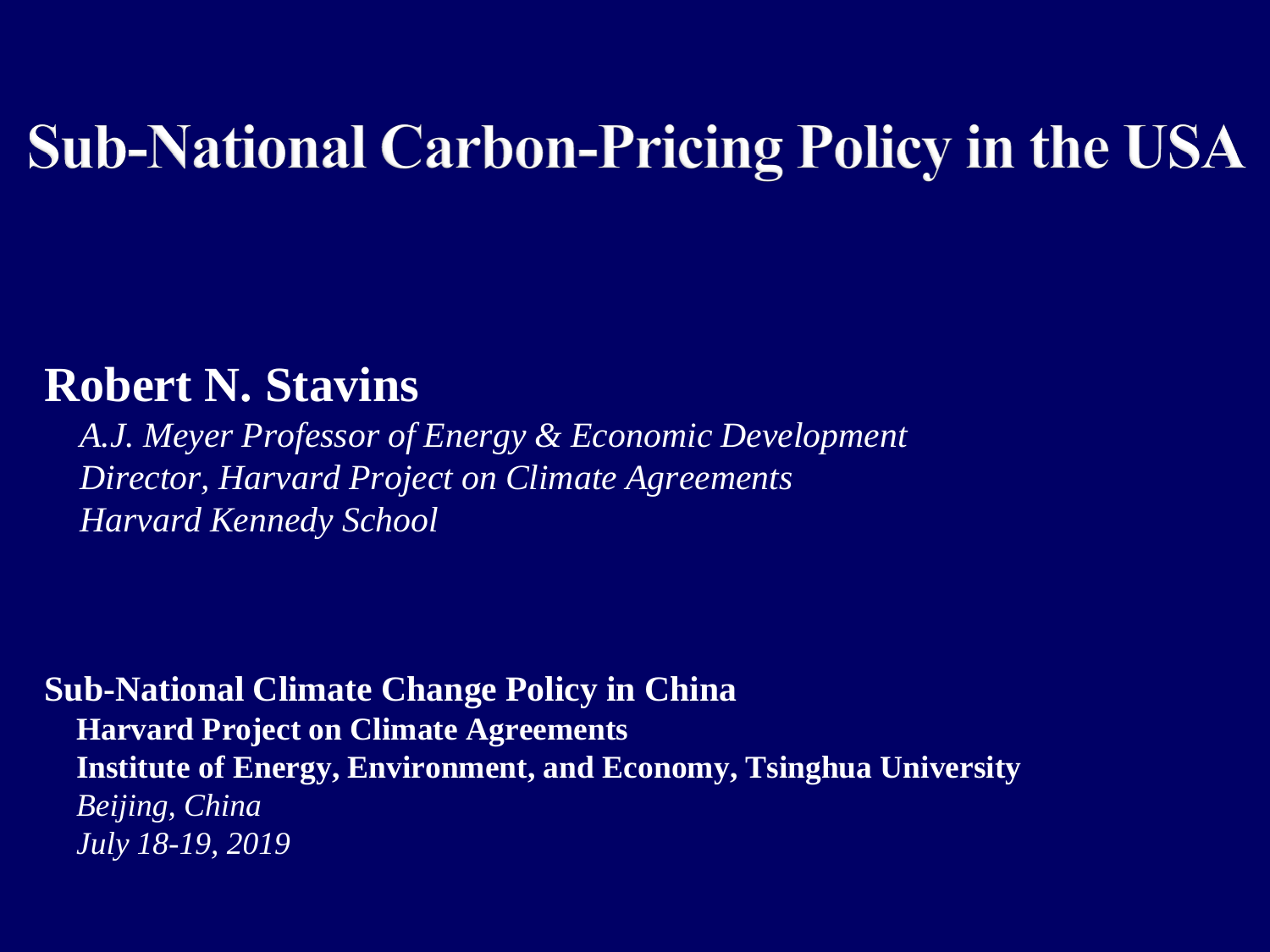# Sub-National Carbon-Pricing Policy in the USA

**Robert N. Stavins**

*A.J. Meyer Professor of Energy & Economic Development*
*Director, Harvard Project on Climate Agreements*
*Harvard Kennedy School*

**Sub-National Climate Change Policy in China**
**Harvard Project on Climate Agreements**
**Institute of Energy, Environment, and Economy, Tsinghua University**
*Beijing, China*
*July 18-19, 2019*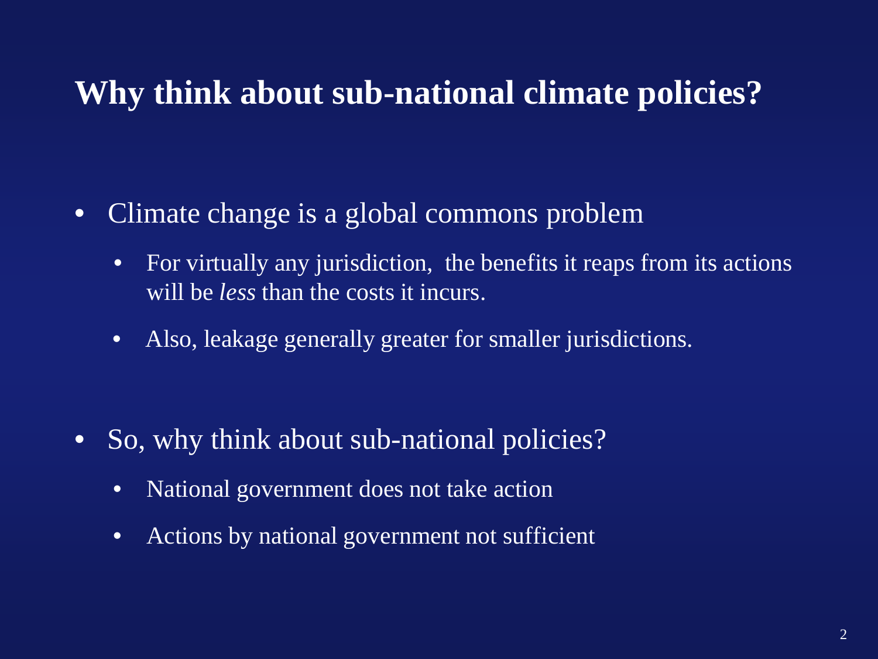# Why think about sub-national climate policies?

- Climate change is a global commons problem
  - For virtually any jurisdiction, the benefits it reaps from its actions will be *less* than the costs it incurs.
  - Also, leakage generally greater for smaller jurisdictions.

- So, why think about sub-national policies?
  - National government does not take action
  - Actions by national government not sufficient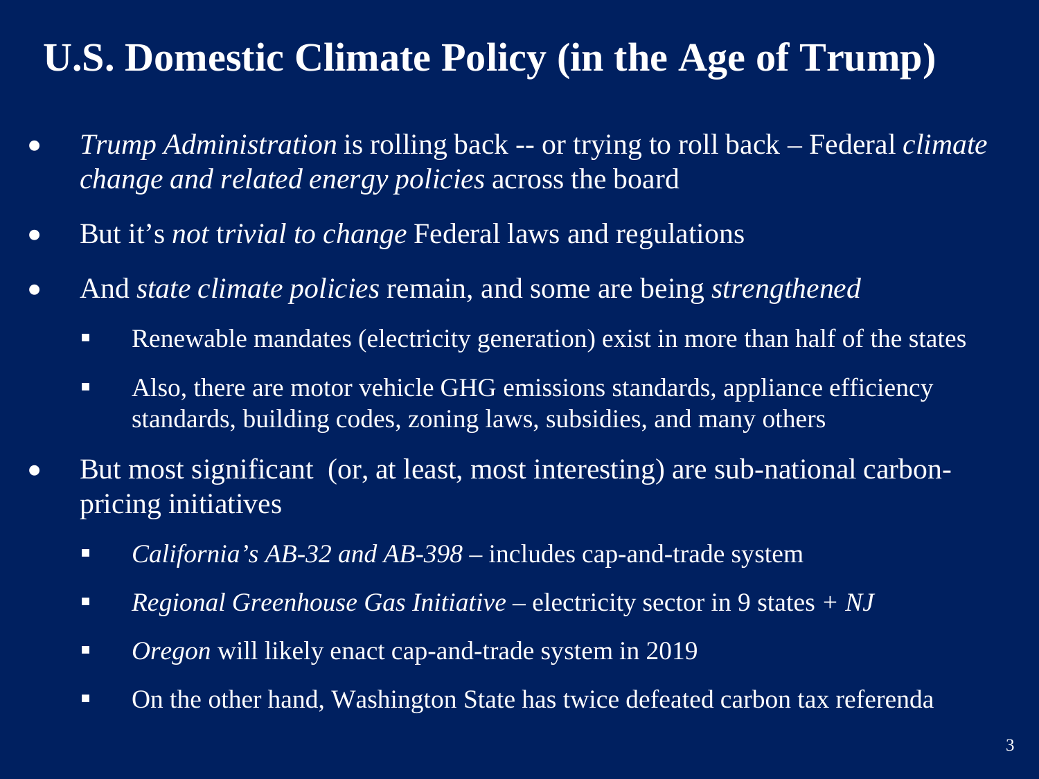# U.S. Domestic Climate Policy (in the Age of Trump)

- *Trump Administration* is rolling back -- or trying to roll back – Federal *climate change and related energy policies* across the board
- But it's *not trivial to change* Federal laws and regulations
- And *state climate policies* remain, and some are being *strengthened*
  - Renewable mandates (electricity generation) exist in more than half of the states
  - Also, there are motor vehicle GHG emissions standards, appliance efficiency standards, building codes, zoning laws, subsidies, and many others
- But most significant (or, at least, most interesting) are sub-national carbon-pricing initiatives
  - *California's AB-32 and AB-398* – includes cap-and-trade system
  - *Regional Greenhouse Gas Initiative* – electricity sector in 9 states *+ NJ*
  - *Oregon* will likely enact cap-and-trade system in 2019
  - On the other hand, Washington State has twice defeated carbon tax referenda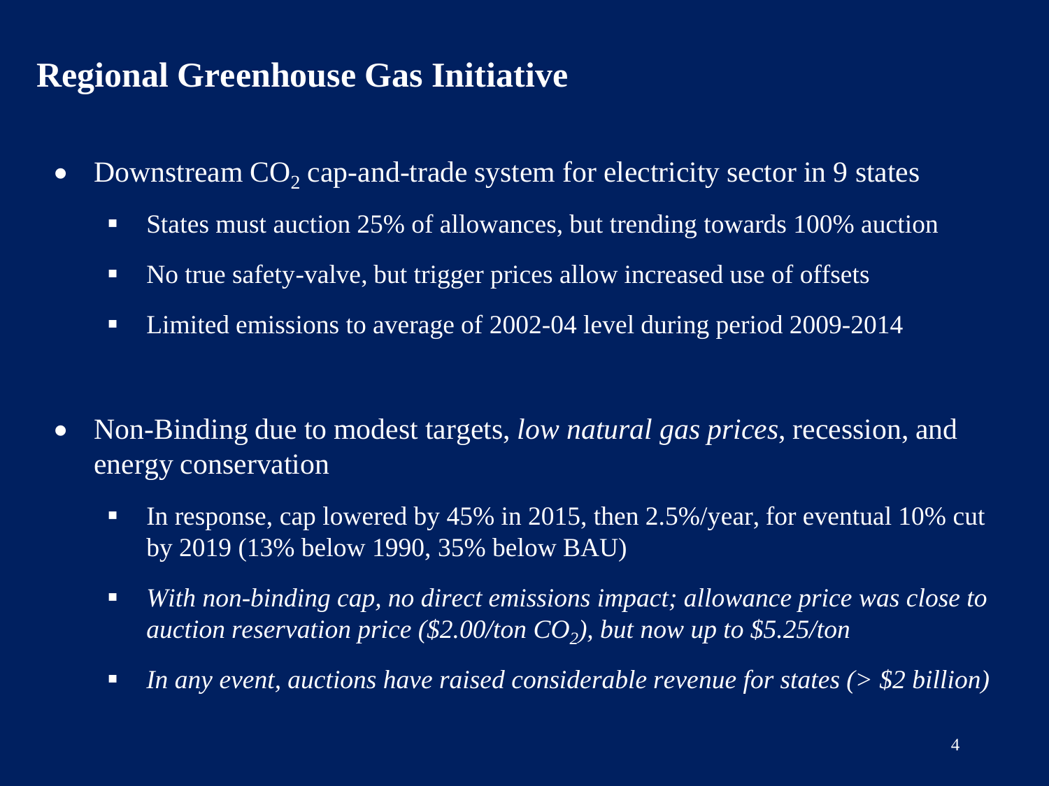# Regional Greenhouse Gas Initiative

- Downstream $CO_2$ cap-and-trade system for electricity sector in 9 states
  - States must auction 25% of allowances, but trending towards 100% auction
  - No true safety-valve, but trigger prices allow increased use of offsets
  - Limited emissions to average of 2002-04 level during period 2009-2014

- Non-Binding due to modest targets, *low natural gas prices*, recession, and energy conservation
  - In response, cap lowered by 45% in 2015, then 2.5%/year, for eventual 10% cut by 2019 (13% below 1990, 35% below BAU)
  - *With non-binding cap, no direct emissions impact; allowance price was close to auction reservation price ($2.00/ton $CO_2$), but now up to $5.25/ton*
  - *In any event, auctions have raised considerable revenue for states (> $2 billion)*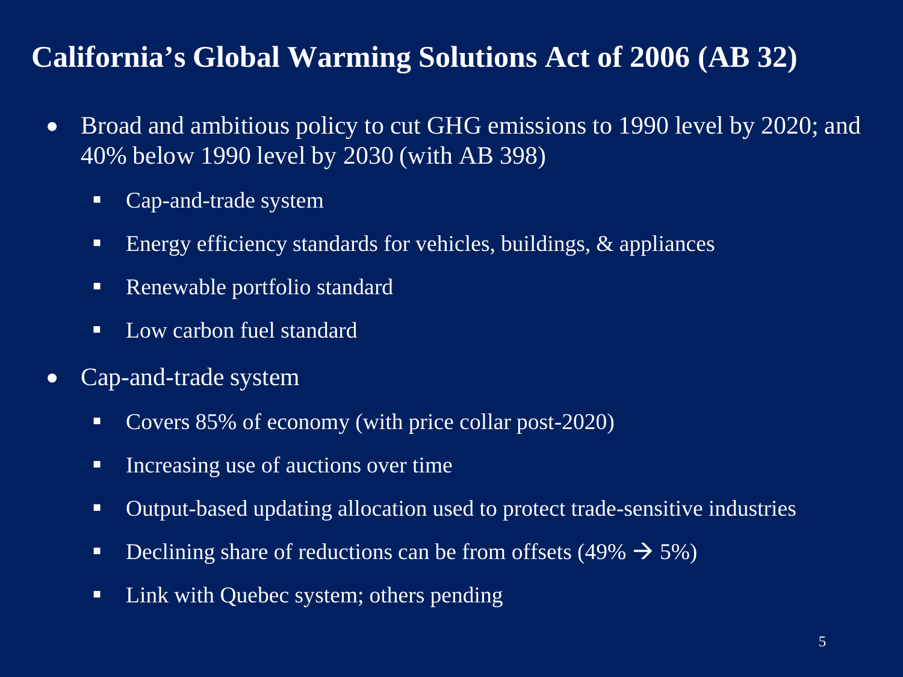# California's Global Warming Solutions Act of 2006 (AB 32)

- Broad and ambitious policy to cut GHG emissions to 1990 level by 2020; and 40% below 1990 level by 2030 (with AB 398)
  - Cap-and-trade system
  - Energy efficiency standards for vehicles, buildings, & appliances
  - Renewable portfolio standard
  - Low carbon fuel standard
- Cap-and-trade system
  - Covers 85% of economy (with price collar post-2020)
  - Increasing use of auctions over time
  - Output-based updating allocation used to protect trade-sensitive industries
  - Declining share of reductions can be from offsets (49% → 5%)
  - Link with Quebec system; others pending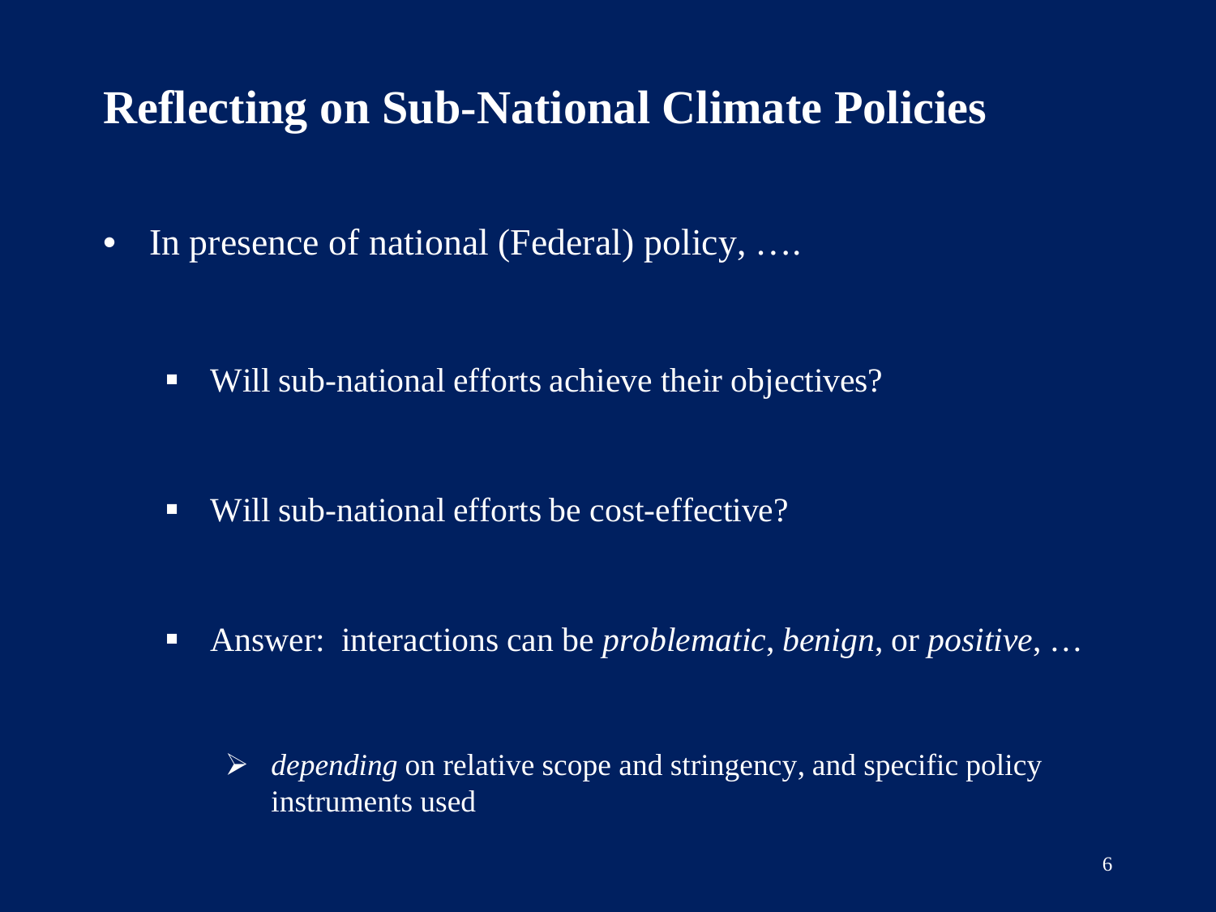# Reflecting on Sub-National Climate Policies

- In presence of national (Federal) policy, ….
  - Will sub-national efforts achieve their objectives?
  - Will sub-national efforts be cost-effective?
  - Answer: interactions can be *problematic*, *benign*, or *positive*, …
    - *depending* on relative scope and stringency, and specific policy instruments used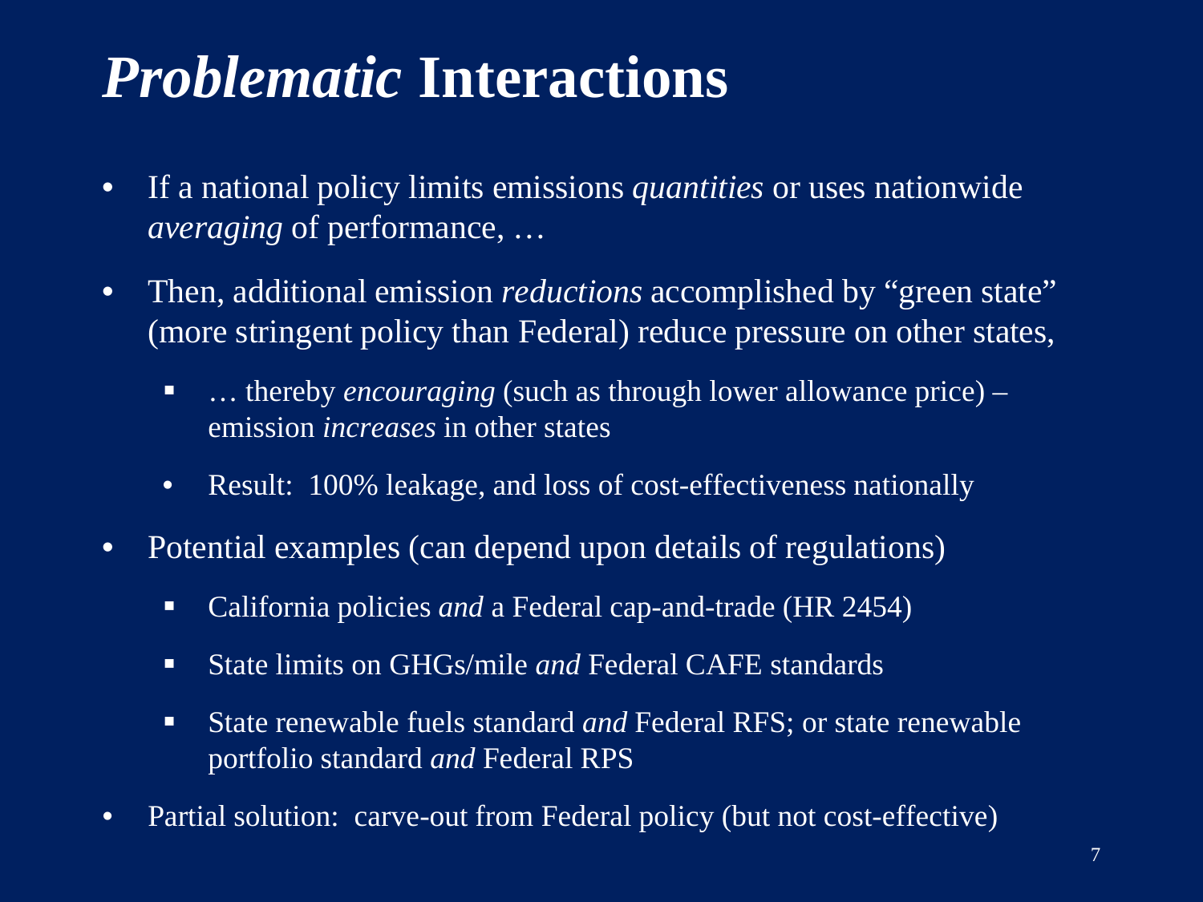# *Problematic* Interactions

- If a national policy limits emissions *quantities* or uses nationwide *averaging* of performance, …
- Then, additional emission *reductions* accomplished by "green state" (more stringent policy than Federal) reduce pressure on other states,
  - … thereby *encouraging* (such as through lower allowance price) – emission *increases* in other states
  - Result: 100% leakage, and loss of cost-effectiveness nationally
- Potential examples (can depend upon details of regulations)
  - California policies *and* a Federal cap-and-trade (HR 2454)
  - State limits on GHGs/mile *and* Federal CAFE standards
  - State renewable fuels standard *and* Federal RFS; or state renewable portfolio standard *and* Federal RPS
- Partial solution: carve-out from Federal policy (but not cost-effective)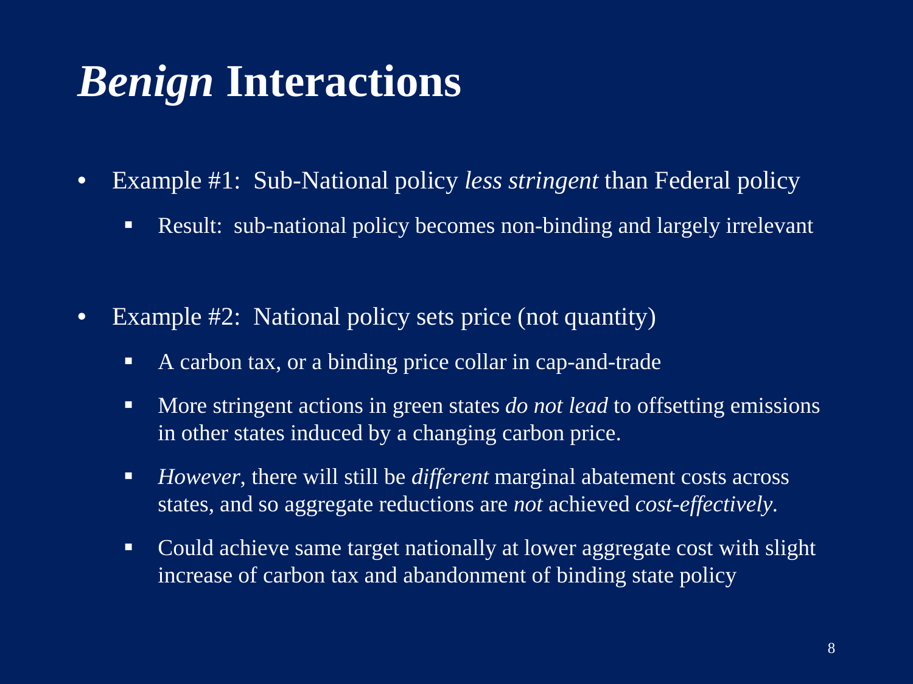# *Benign* Interactions

- Example #1: Sub-National policy *less stringent* than Federal policy
  - Result: sub-national policy becomes non-binding and largely irrelevant

- Example #2: National policy sets price (not quantity)
  - A carbon tax, or a binding price collar in cap-and-trade
  - More stringent actions in green states *do not lead* to offsetting emissions in other states induced by a changing carbon price.
  - *However*, there will still be *different* marginal abatement costs across states, and so aggregate reductions are *not* achieved *cost-effectively*.
  - Could achieve same target nationally at lower aggregate cost with slight increase of carbon tax and abandonment of binding state policy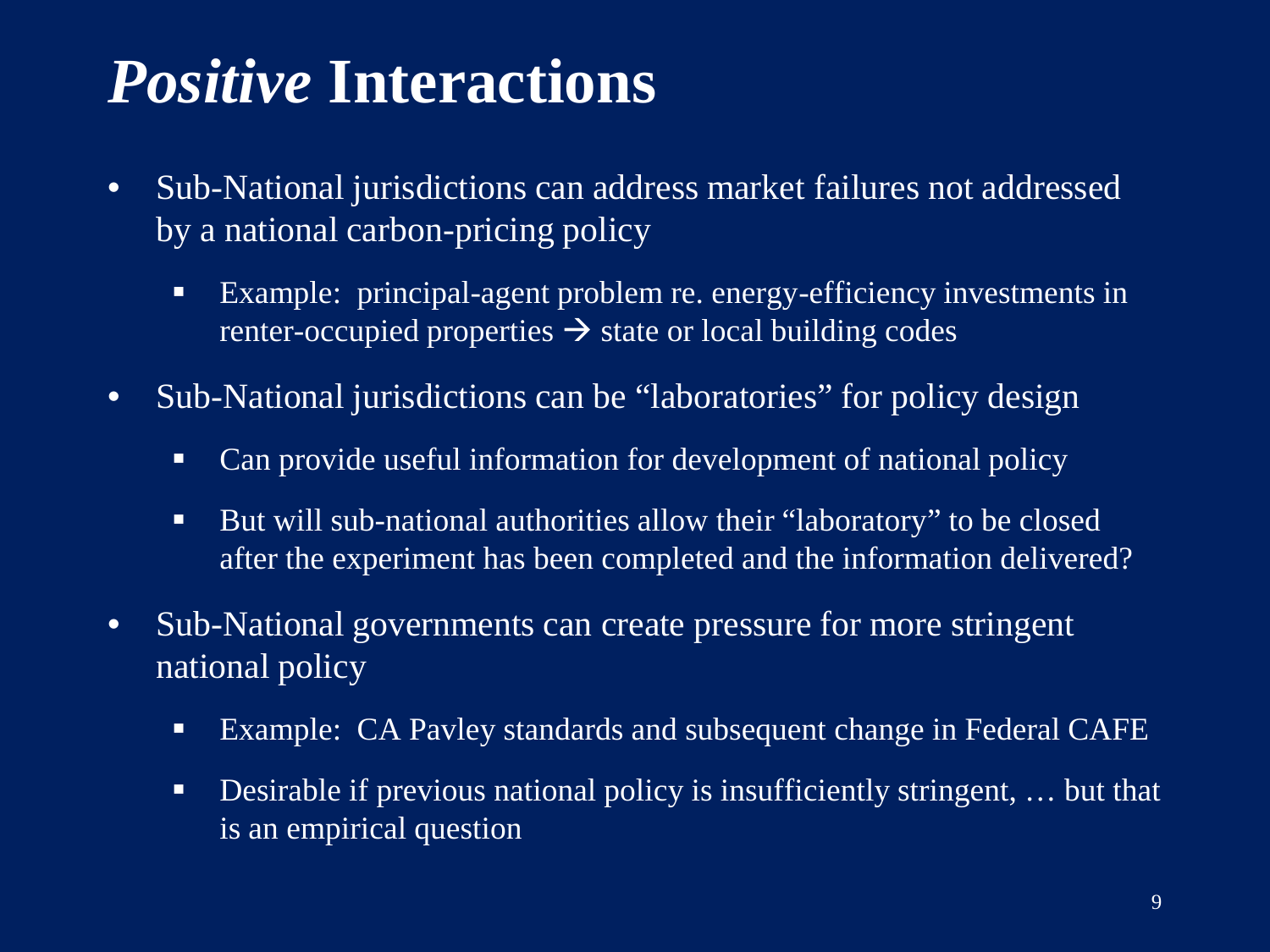# *Positive* Interactions

- Sub-National jurisdictions can address market failures not addressed by a national carbon-pricing policy
  - Example: principal-agent problem re. energy-efficiency investments in renter-occupied properties → state or local building codes
- Sub-National jurisdictions can be "laboratories" for policy design
  - Can provide useful information for development of national policy
  - But will sub-national authorities allow their "laboratory" to be closed after the experiment has been completed and the information delivered?
- Sub-National governments can create pressure for more stringent national policy
  - Example: CA Pavley standards and subsequent change in Federal CAFE
  - Desirable if previous national policy is insufficiently stringent, … but that is an empirical question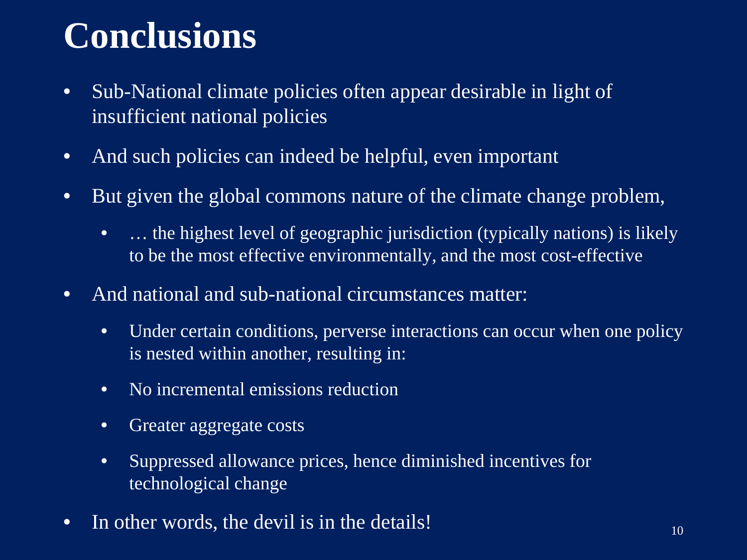# Conclusions

- Sub-National climate policies often appear desirable in light of insufficient national policies
- And such policies can indeed be helpful, even important
- But given the global commons nature of the climate change problem,
  - … the highest level of geographic jurisdiction (typically nations) is likely to be the most effective environmentally, and the most cost-effective
- And national and sub-national circumstances matter:
  - Under certain conditions, perverse interactions can occur when one policy is nested within another, resulting in:
  - No incremental emissions reduction
  - Greater aggregate costs
  - Suppressed allowance prices, hence diminished incentives for technological change
- In other words, the devil is in the details!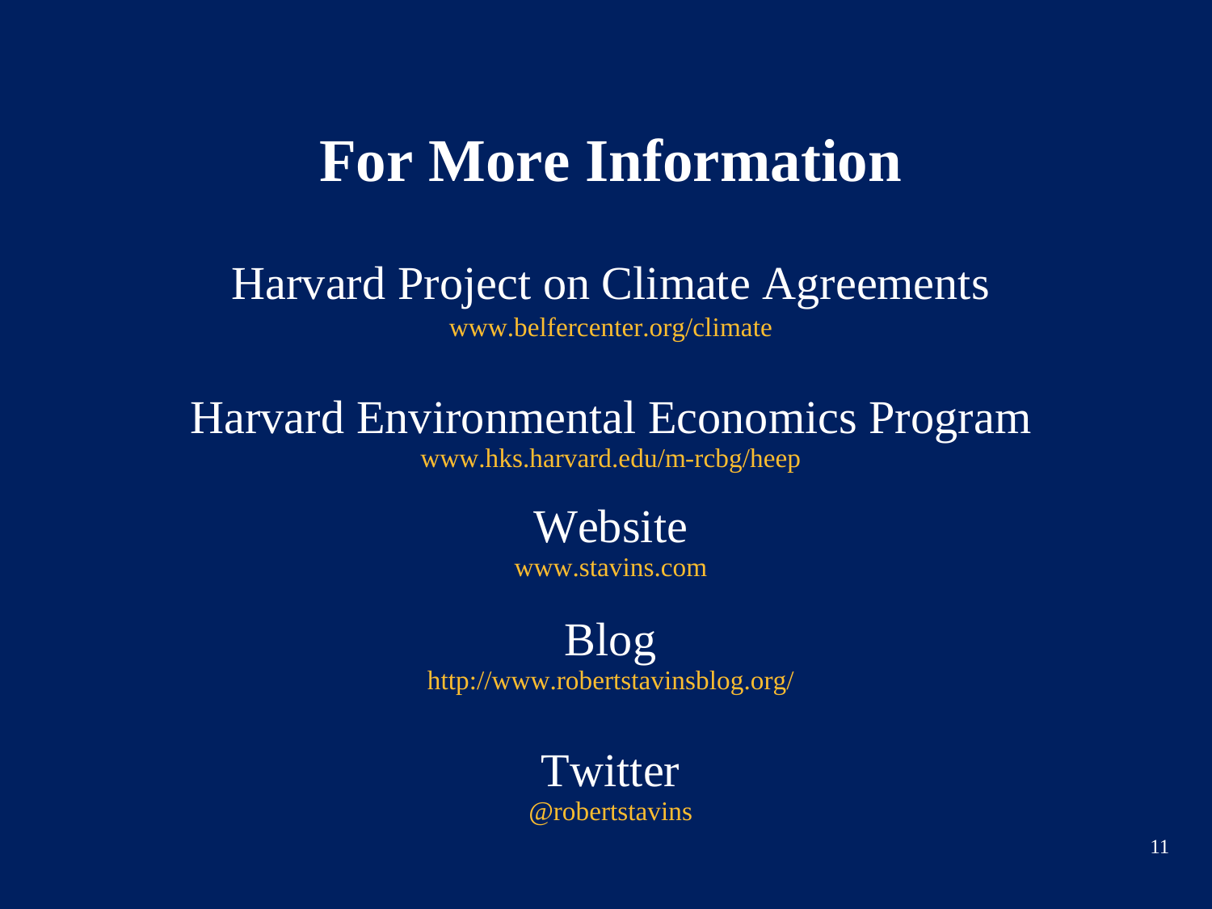# For More Information

Harvard Project on Climate Agreements

www.belfercenter.org/climate

Harvard Environmental Economics Program

www.hks.harvard.edu/m-rcbg/heep

Website

www.stavins.com

Blog

http://www.robertstavinsblog.org/

Twitter

@robertstavins